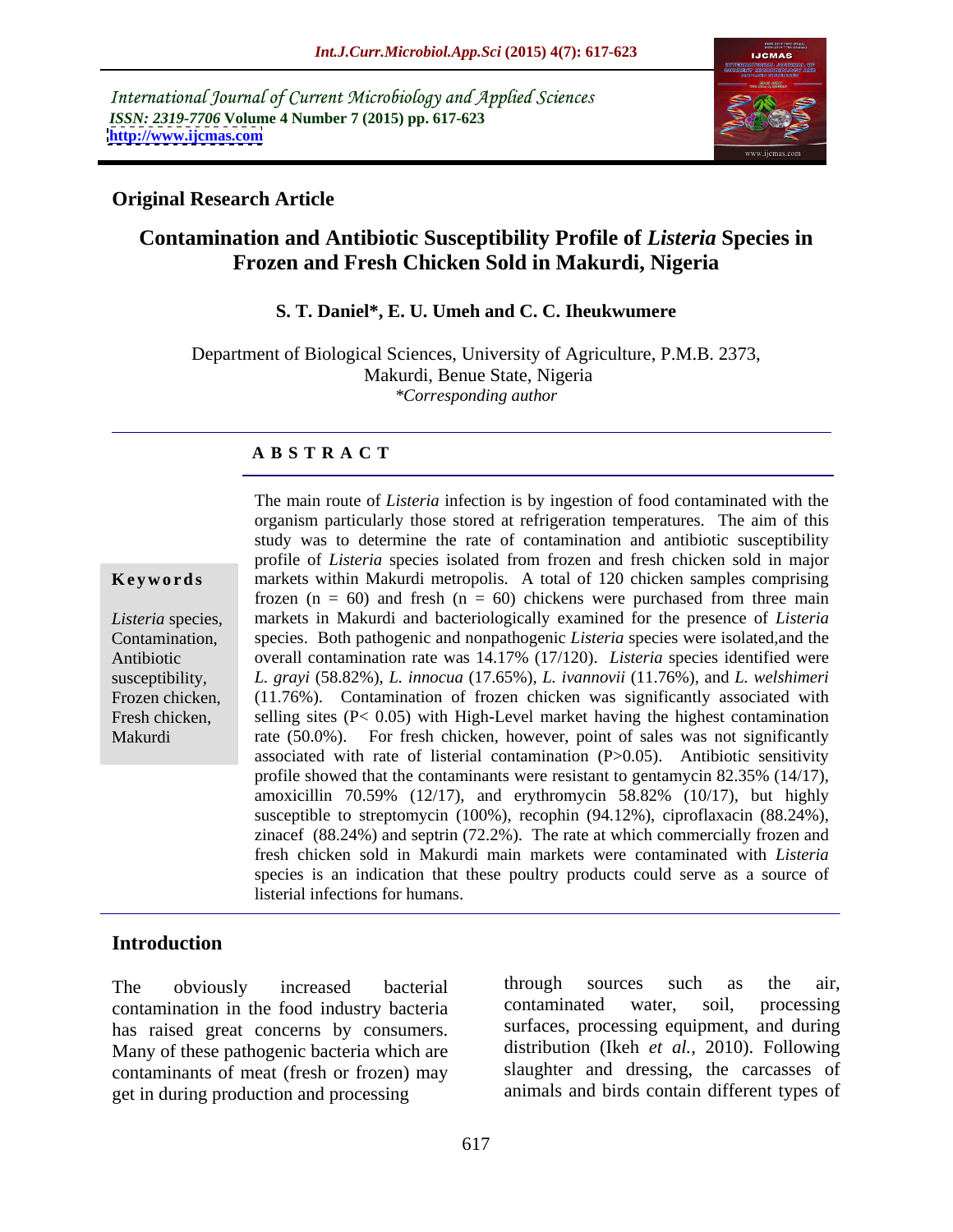International Journal of Current Microbiology and Applied Sciences
*ISSN: 2319-7706* **Volume 4 Number 7 (2015) pp. 617-623**
**http://www.ijcmas.com**

**Original Research Article**

# Contamination and Antibiotic Susceptibility Profile of *Listeria* Species in Frozen and Fresh Chicken Sold in Makurdi, Nigeria

**S. T. Daniel*, E. U. Umeh and C. C. Iheukwumere**

Department of Biological Sciences, University of Agriculture, P.M.B. 2373, Makurdi, Benue State, Nigeria
*\*Corresponding author*

## A B S T R A C T

**Keywords**

*Listeria* species, Contamination, Antibiotic susceptibility, Frozen chicken, Fresh chicken, Makurdi

The main route of *Listeria* infection is by ingestion of food contaminated with the organism particularly those stored at refrigeration temperatures. The aim of this study was to determine the rate of contamination and antibiotic susceptibility profile of *Listeria* species isolated from frozen and fresh chicken sold in major markets within Makurdi metropolis. A total of 120 chicken samples comprising frozen (n = 60) and fresh (n = 60) chickens were purchased from three main markets in Makurdi and bacteriologically examined for the presence of *Listeria* species. Both pathogenic and nonpathogenic *Listeria* species were isolated,and the overall contamination rate was 14.17% (17/120). *Listeria* species identified were *L. grayi* (58.82%), *L. innocua* (17.65%), *L. ivannovii* (11.76%), and *L. welshimeri* (11.76%). Contamination of frozen chicken was significantly associated with selling sites (P< 0.05) with High-Level market having the highest contamination rate (50.0%). For fresh chicken, however, point of sales was not significantly associated with rate of listerial contamination (P>0.05). Antibiotic sensitivity profile showed that the contaminants were resistant to gentamycin 82.35% (14/17), amoxicillin 70.59% (12/17), and erythromycin 58.82% (10/17), but highly susceptible to streptomycin (100%), recophin (94.12%), ciproflaxacin (88.24%), zinacef (88.24%) and septrin (72.2%). The rate at which commercially frozen and fresh chicken sold in Makurdi main markets were contaminated with *Listeria* species is an indication that these poultry products could serve as a source of listerial infections for humans.

## Introduction

The obviously increased bacterial contamination in the food industry bacteria has raised great concerns by consumers. Many of these pathogenic bacteria which are contaminants of meat (fresh or frozen) may get in during production and processing through sources such as the air, contaminated water, soil, processing surfaces, processing equipment, and during distribution (Ikeh *et al.,* 2010). Following slaughter and dressing, the carcasses of animals and birds contain different types of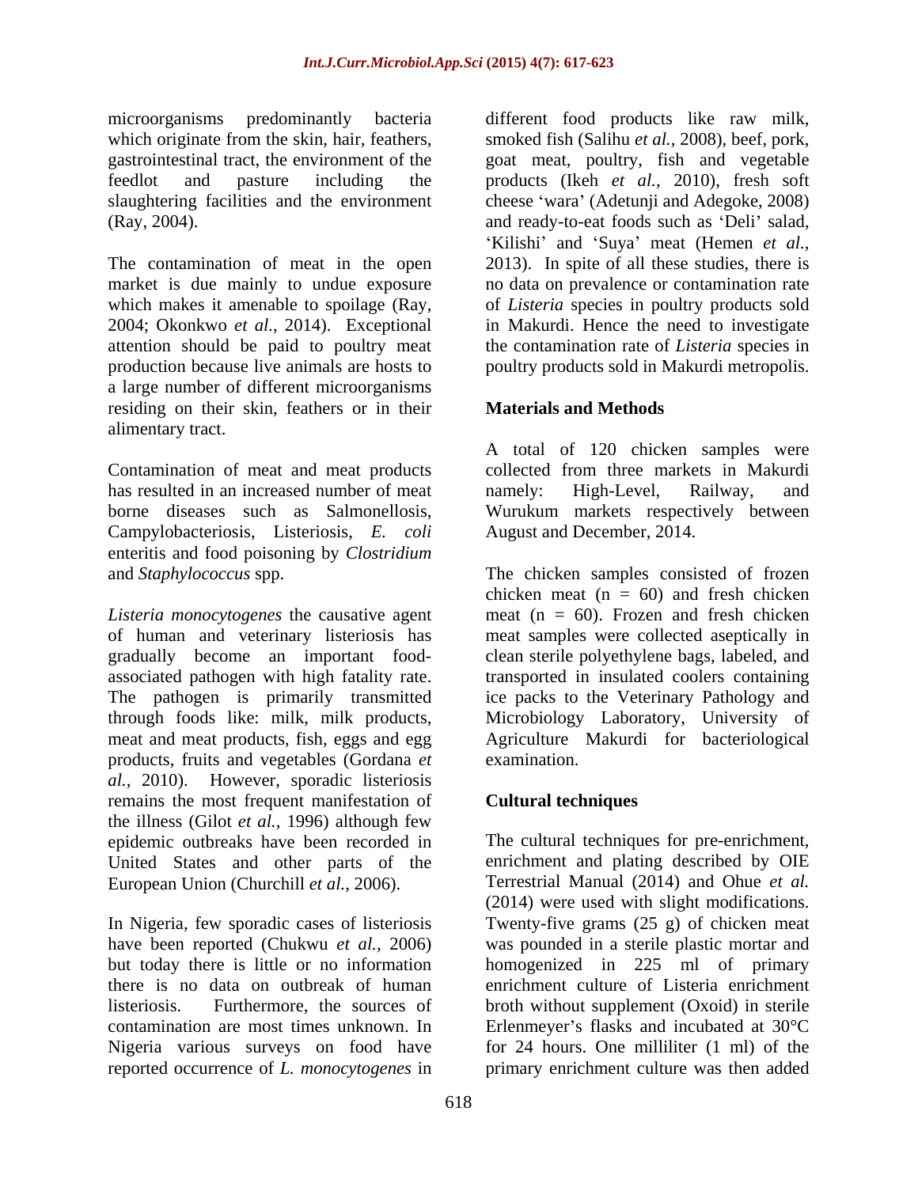microorganisms predominantly bacteria which originate from the skin, hair, feathers, gastrointestinal tract, the environment of the feedlot and pasture including the slaughtering facilities and the environment (Ray, 2004).

The contamination of meat in the open market is due mainly to undue exposure which makes it amenable to spoilage (Ray, 2004; Okonkwo *et al.,* 2014). Exceptional attention should be paid to poultry meat production because live animals are hosts to a large number of different microorganisms residing on their skin, feathers or in their alimentary tract.

Contamination of meat and meat products has resulted in an increased number of meat borne diseases such as Salmonellosis, Campylobacteriosis, Listeriosis, *E. coli* enteritis and food poisoning by *Clostridium* and *Staphylococcus* spp.

*Listeria monocytogenes* the causative agent of human and veterinary listeriosis has gradually become an important food-associated pathogen with high fatality rate. The pathogen is primarily transmitted through foods like: milk, milk products, meat and meat products, fish, eggs and egg products, fruits and vegetables (Gordana *et al.,* 2010). However, sporadic listeriosis remains the most frequent manifestation of the illness (Gilot *et al.,* 1996) although few epidemic outbreaks have been recorded in United States and other parts of the European Union (Churchill *et al.,* 2006).

In Nigeria, few sporadic cases of listeriosis have been reported (Chukwu *et al.,* 2006) but today there is little or no information there is no data on outbreak of human listeriosis. Furthermore, the sources of contamination are most times unknown. In Nigeria various surveys on food have reported occurrence of *L. monocytogenes* in different food products like raw milk, smoked fish (Salihu *et al.,* 2008), beef, pork, goat meat, poultry, fish and vegetable products (Ikeh *et al.,* 2010), fresh soft cheese 'wara' (Adetunji and Adegoke, 2008) and ready-to-eat foods such as 'Deli' salad, 'Kilishi' and 'Suya' meat (Hemen *et al.,* 2013). In spite of all these studies, there is no data on prevalence or contamination rate of *Listeria* species in poultry products sold in Makurdi. Hence the need to investigate the contamination rate of *Listeria* species in poultry products sold in Makurdi metropolis.

## Materials and Methods

A total of 120 chicken samples were collected from three markets in Makurdi namely: High-Level, Railway, and Wurukum markets respectively between August and December, 2014.

The chicken samples consisted of frozen chicken meat (n = 60) and fresh chicken meat (n = 60). Frozen and fresh chicken meat samples were collected aseptically in clean sterile polyethylene bags, labeled, and transported in insulated coolers containing ice packs to the Veterinary Pathology and Microbiology Laboratory, University of Agriculture Makurdi for bacteriological examination.

### Cultural techniques

The cultural techniques for pre-enrichment, enrichment and plating described by OIE Terrestrial Manual (2014) and Ohue *et al.* (2014) were used with slight modifications. Twenty-five grams (25 g) of chicken meat was pounded in a sterile plastic mortar and homogenized in 225 ml of primary enrichment culture of Listeria enrichment broth without supplement (Oxoid) in sterile Erlenmeyer's flasks and incubated at 30°C for 24 hours. One milliliter (1 ml) of the primary enrichment culture was then added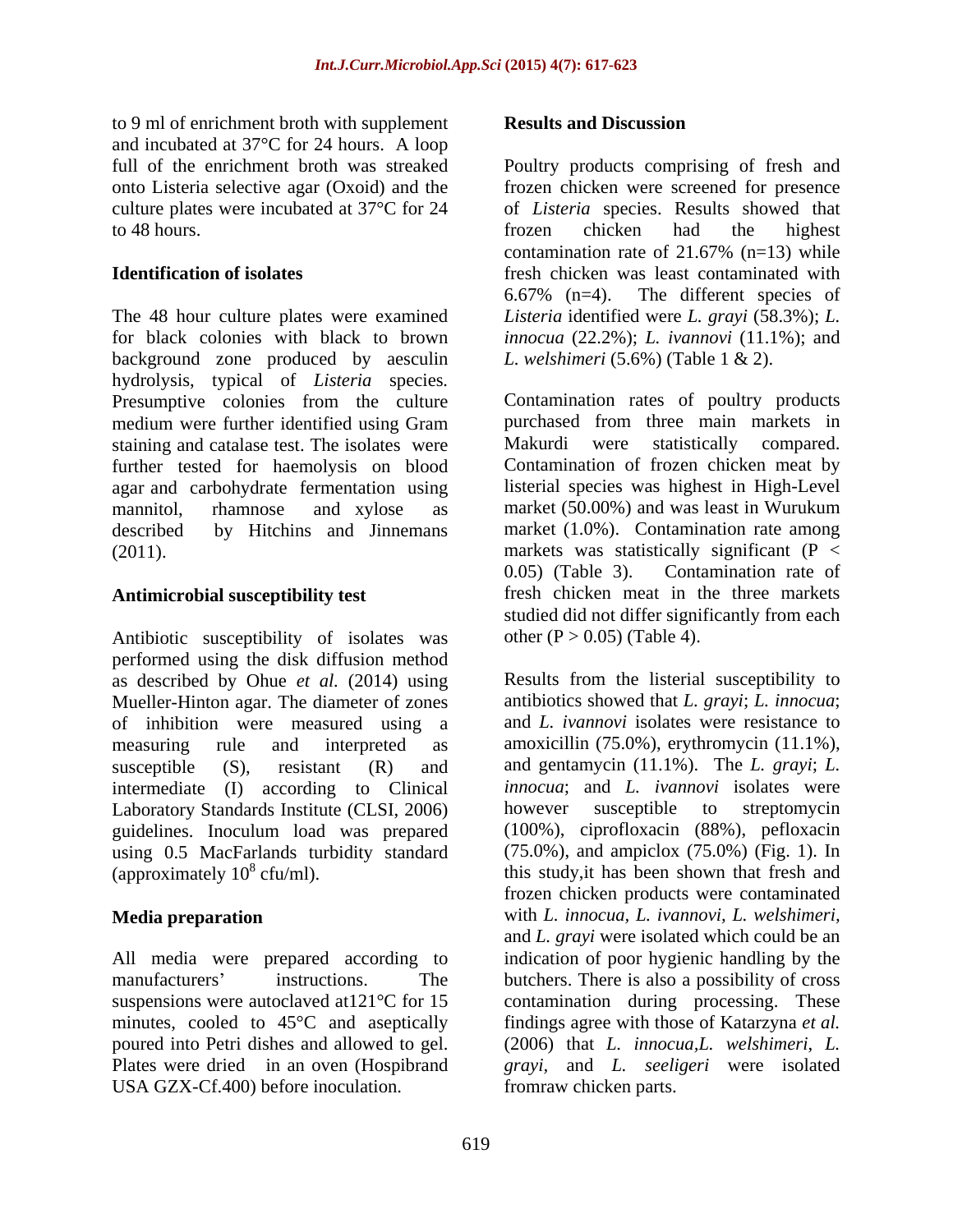to 9 ml of enrichment broth with supplement and incubated at 37°C for 24 hours. A loop full of the enrichment broth was streaked onto Listeria selective agar (Oxoid) and the culture plates were incubated at 37°C for 24 to 48 hours.

### Identification of isolates

The 48 hour culture plates were examined for black colonies with black to brown background zone produced by aesculin hydrolysis, typical of *Listeria* species. Presumptive colonies from the culture medium were further identified using Gram staining and catalase test. The isolates were further tested for haemolysis on blood agar and carbohydrate fermentation using mannitol, rhamnose and xylose as described by Hitchins and Jinnemans (2011).

### Antimicrobial susceptibility test

Antibiotic susceptibility of isolates was performed using the disk diffusion method as described by Ohue *et al.* (2014) using Mueller-Hinton agar. The diameter of zones of inhibition were measured using a measuring rule and interpreted as susceptible (S), resistant (R) and intermediate (I) according to Clinical Laboratory Standards Institute (CLSI, 2006) guidelines. Inoculum load was prepared using 0.5 MacFarlands turbidity standard (approximately $10^8$ cfu/ml).

### Media preparation

All media were prepared according to manufacturers' instructions. The suspensions were autoclaved at121°C for 15 minutes, cooled to 45°C and aseptically poured into Petri dishes and allowed to gel. Plates were dried in an oven (Hospibrand USA GZX-Cf.400) before inoculation.

## Results and Discussion

Poultry products comprising of fresh and frozen chicken were screened for presence of *Listeria* species. Results showed that frozen chicken had the highest contamination rate of 21.67% (n=13) while fresh chicken was least contaminated with 6.67% (n=4). The different species of *Listeria* identified were *L. grayi* (58.3%); *L. innocua* (22.2%); *L. ivannovi* (11.1%); and *L. welshimeri* (5.6%) (Table 1 & 2).

Contamination rates of poultry products purchased from three main markets in Makurdi were statistically compared. Contamination of frozen chicken meat by listerial species was highest in High-Level market (50.00%) and was least in Wurukum market (1.0%). Contamination rate among markets was statistically significant ($P < 0.05$) (Table 3). Contamination rate of fresh chicken meat in the three markets studied did not differ significantly from each other ($P > 0.05$) (Table 4).

Results from the listerial susceptibility to antibiotics showed that *L. grayi*; *L. innocua*; and *L. ivannovi* isolates were resistance to amoxicillin (75.0%), erythromycin (11.1%), and gentamycin (11.1%). The *L. grayi*; *L. innocua*; and *L. ivannovi* isolates were however susceptible to streptomycin (100%), ciprofloxacin (88%), pefloxacin (75.0%), and ampiclox (75.0%) (Fig. 1). In this study,it has been shown that fresh and frozen chicken products were contaminated with *L. innocua*, *L. ivannovi*, *L. welshimeri*, and *L. grayi* were isolated which could be an indication of poor hygienic handling by the butchers. There is also a possibility of cross contamination during processing. These findings agree with those of Katarzyna *et al.* (2006) that *L. innocua*,*L. welshimeri*, *L. grayi*, and *L. seeligeri* were isolated fromraw chicken parts.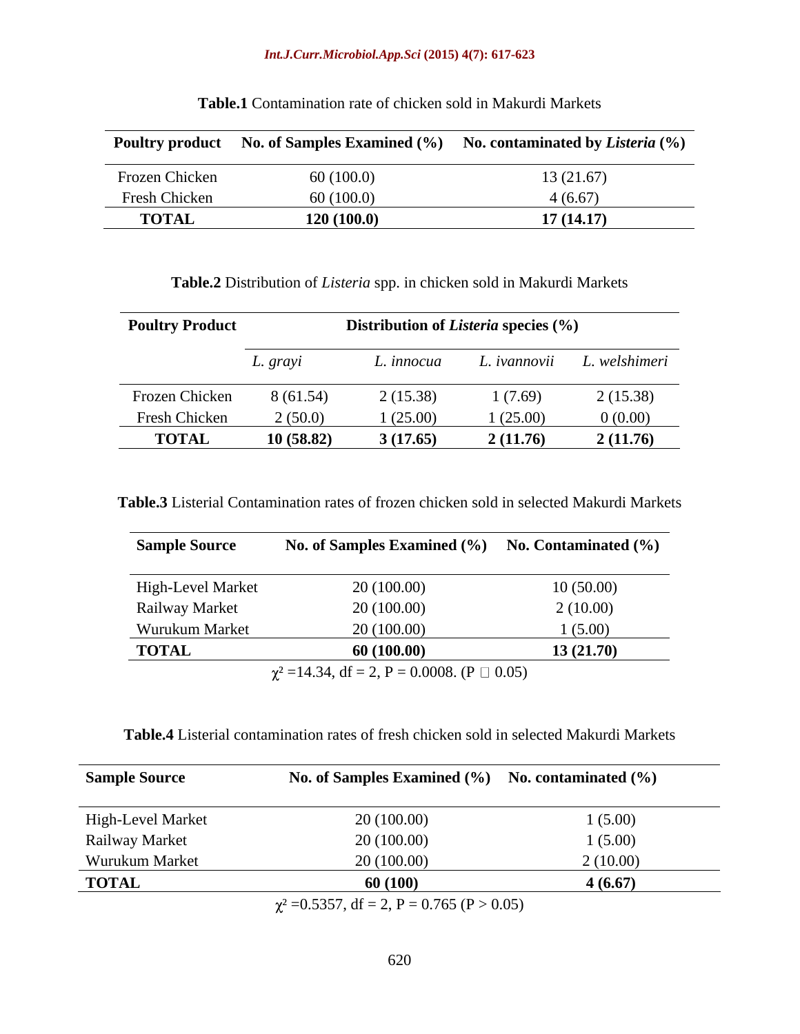**Table.1** Contamination rate of chicken sold in Makurdi Markets

| Poultry product | No. of Samples Examined (%) | No. contaminated by *Listeria* (%) |
|---|---|---|
| Frozen Chicken | 60 (100.0) | 13 (21.67) |
| Fresh Chicken | 60 (100.0) | 4 (6.67) |
| **TOTAL** | **120 (100.0)** | **17 (14.17)** |

**Table.2** Distribution of *Listeria* spp. in chicken sold in Makurdi Markets

| Poultry Product | Distribution of *Listeria* species (%) | | | |
|---|---|---|---|---|
| | *L. grayi* | *L. innocua* | *L. ivannovii* | *L. welshimeri* |
| Frozen Chicken | 8 (61.54) | 2 (15.38) | 1 (7.69) | 2 (15.38) |
| Fresh Chicken | 2 (50.0) | 1 (25.00) | 1 (25.00) | 0 (0.00) |
| **TOTAL** | **10 (58.82)** | **3 (17.65)** | **2 (11.76)** | **2 (11.76)** |

**Table.3** Listerial Contamination rates of frozen chicken sold in selected Makurdi Markets

| Sample Source | No. of Samples Examined (%) | No. Contaminated (%) |
|---|---|---|
| High-Level Market | 20 (100.00) | 10 (50.00) |
| Railway Market | 20 (100.00) | 2 (10.00) |
| Wurukum Market | 20 (100.00) | 1 (5.00) |
| **TOTAL** | **60 (100.00)** | **13 (21.70)** |

$\chi^2$ =14.34, df = 2, P = 0.0008. (P □ 0.05)

**Table.4** Listerial contamination rates of fresh chicken sold in selected Makurdi Markets

| Sample Source | No. of Samples Examined (%) | No. contaminated (%) |
|---|---|---|
| High-Level Market | 20 (100.00) | 1 (5.00) |
| Railway Market | 20 (100.00) | 1 (5.00) |
| Wurukum Market | 20 (100.00) | 2 (10.00) |
| **TOTAL** | **60 (100)** | **4 (6.67)** |

$\chi^2$ =0.5357, df = 2, P = 0.765 (P > 0.05)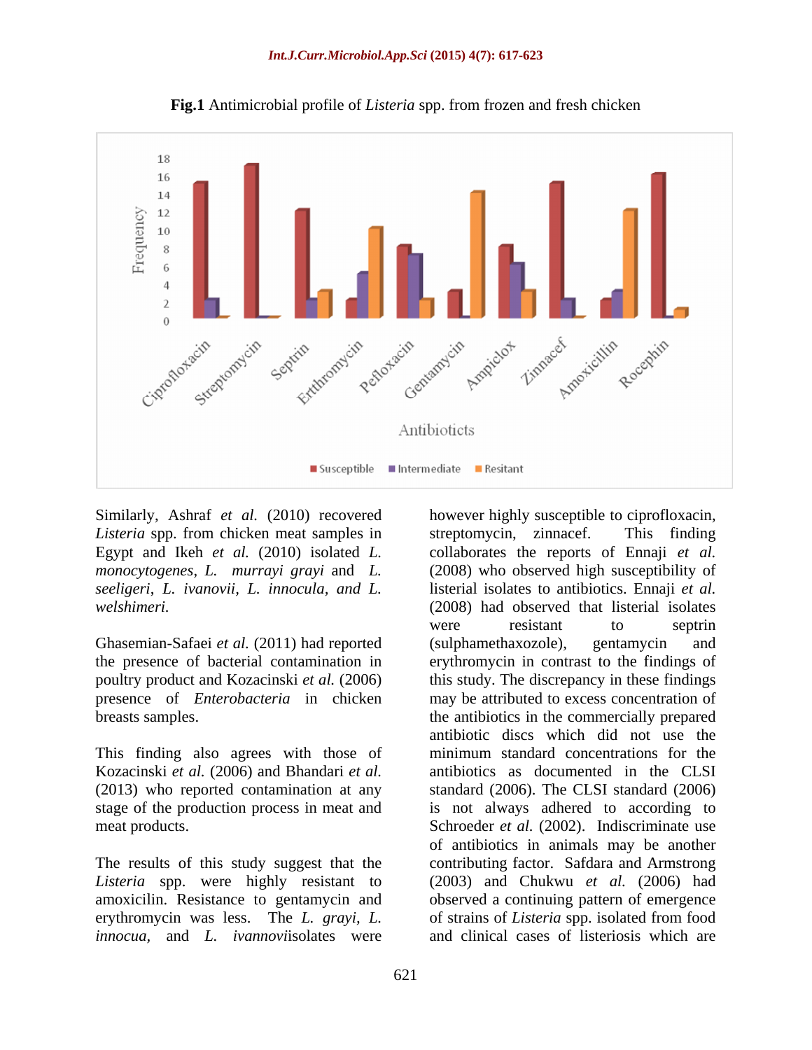**Fig.1** Antimicrobial profile of *Listeria* spp. from frozen and fresh chicken

Similarly, Ashraf *et al.* (2010) recovered *Listeria* spp. from chicken meat samples in Egypt and Ikeh *et al.* (2010) isolated *L. monocytogenes*, *L. murrayi grayi* and *L. seeligeri*, *L. ivanovii, L. innocula, and L. welshimeri.*

Ghasemian-Safaei *et al.* (2011) had reported the presence of bacterial contamination in poultry product and Kozacinski *et al.* (2006) presence of *Enterobacteria* in chicken breasts samples.

This finding also agrees with those of Kozacinski *et al.* (2006) and Bhandari *et al.* (2013) who reported contamination at any stage of the production process in meat and meat products.

The results of this study suggest that the *Listeria* spp. were highly resistant to amoxicilin. Resistance to gentamycin and erythromycin was less. The *L. grayi*, *L. innocua*, and *L. ivannovi*isolates were however highly susceptible to ciprofloxacin, streptomycin, zinnacef. This finding collaborates the reports of Ennaji *et al.* (2008) who observed high susceptibility of listerial isolates to antibiotics. Ennaji *et al.* (2008) had observed that listerial isolates were resistant to septrin (sulphamethaxozole), gentamycin and erythromycin in contrast to the findings of this study. The discrepancy in these findings may be attributed to excess concentration of the antibiotics in the commercially prepared antibiotic discs which did not use the minimum standard concentrations for the antibiotics as documented in the CLSI standard (2006). The CLSI standard (2006) is not always adhered to according to Schroeder *et al.* (2002). Indiscriminate use of antibiotics in animals may be another contributing factor. Safdara and Armstrong (2003) and Chukwu *et al.* (2006) had observed a continuing pattern of emergence of strains of *Listeria* spp. isolated from food and clinical cases of listeriosis which are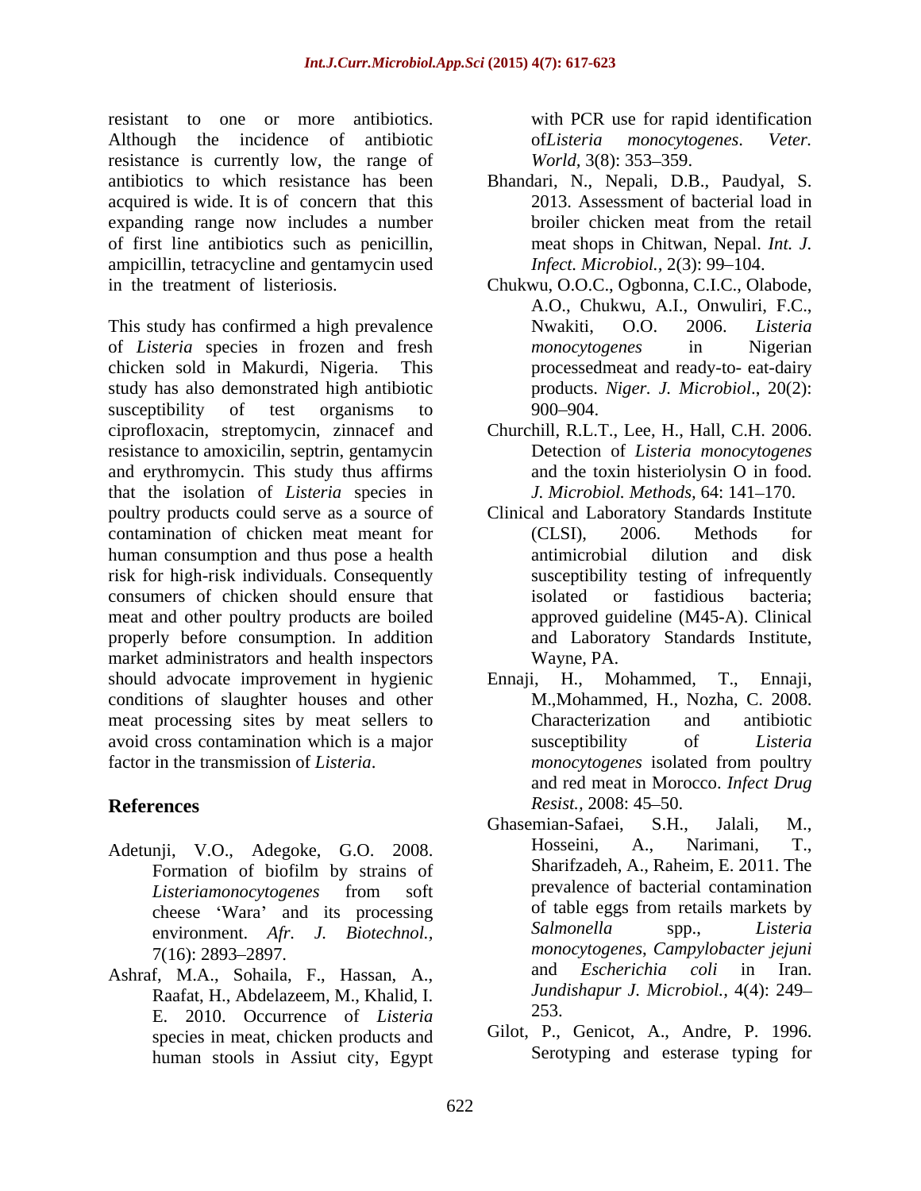resistant to one or more antibiotics. Although the incidence of antibiotic resistance is currently low, the range of antibiotics to which resistance has been acquired is wide. It is of concern that this expanding range now includes a number of first line antibiotics such as penicillin, ampicillin, tetracycline and gentamycin used in the treatment of listeriosis.

This study has confirmed a high prevalence of *Listeria* species in frozen and fresh chicken sold in Makurdi, Nigeria. This study has also demonstrated high antibiotic susceptibility of test organisms to ciprofloxacin, streptomycin, zinnacef and resistance to amoxicilin, septrin, gentamycin and erythromycin. This study thus affirms that the isolation of *Listeria* species in poultry products could serve as a source of contamination of chicken meat meant for human consumption and thus pose a health risk for high-risk individuals. Consequently consumers of chicken should ensure that meat and other poultry products are boiled properly before consumption. In addition market administrators and health inspectors should advocate improvement in hygienic conditions of slaughter houses and other meat processing sites by meat sellers to avoid cross contamination which is a major factor in the transmission of *Listeria*.

## References

Adetunji, V.O., Adegoke, G.O. 2008. Formation of biofilm by strains of *Listeriamonocytogenes* from soft cheese 'Wara' and its processing environment. *Afr. J. Biotechnol.,* 7(16): 2893–2897.

Ashraf, M.A., Sohaila, F., Hassan, A., Raafat, H., Abdelazeem, M., Khalid, I. E. 2010. Occurrence of *Listeria* species in meat, chicken products and human stools in Assiut city, Egypt with PCR use for rapid identification of*Listeria monocytogenes*. *Veter. World,* 3(8): 353–359.

Bhandari, N., Nepali, D.B., Paudyal, S. 2013. Assessment of bacterial load in broiler chicken meat from the retail meat shops in Chitwan, Nepal. *Int. J. Infect. Microbiol.,* 2(3): 99–104.

Chukwu, O.O.C., Ogbonna, C.I.C., Olabode, A.O., Chukwu, A.I., Onwuliri, F.C., Nwakiti, O.O. 2006. *Listeria monocytogenes* in Nigerian processedmeat and ready-to- eat-dairy products. *Niger. J. Microbiol*., 20(2): 900–904.

Churchill, R.L.T., Lee, H., Hall, C.H. 2006. Detection of *Listeria monocytogenes* and the toxin histeriolysin O in food. *J. Microbiol. Methods,* 64: 141–170.

Clinical and Laboratory Standards Institute (CLSI), 2006. Methods for antimicrobial dilution and disk susceptibility testing of infrequently isolated or fastidious bacteria; approved guideline (M45-A). Clinical and Laboratory Standards Institute, Wayne, PA.

Ennaji, H., Mohammed, T., Ennaji, M.,Mohammed, H., Nozha, C. 2008. Characterization and antibiotic susceptibility of *Listeria monocytogenes* isolated from poultry and red meat in Morocco. *Infect Drug Resist.,* 2008: 45–50.

Ghasemian-Safaei, S.H., Jalali, M., Hosseini, A., Narimani, T., Sharifzadeh, A., Raheim, E. 2011. The prevalence of bacterial contamination of table eggs from retails markets by *Salmonella* spp., *Listeria monocytogenes*, *Campylobacter jejuni* and *Escherichia coli* in Iran. *Jundishapur J. Microbiol.,* 4(4): 249–253.

Gilot, P., Genicot, A., Andre, P. 1996. Serotyping and esterase typing for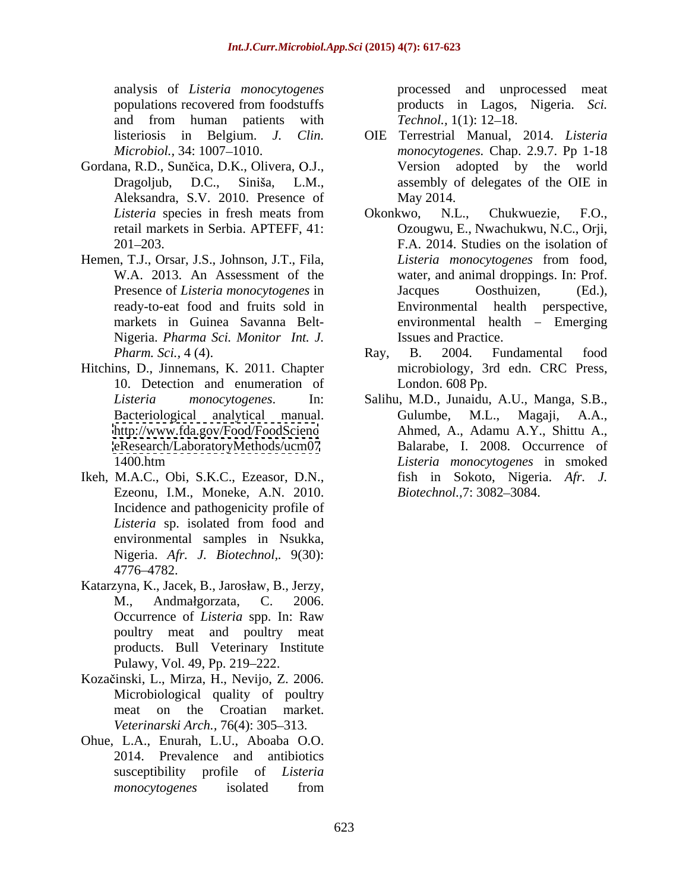analysis of *Listeria monocytogenes* populations recovered from foodstuffs and from human patients with listeriosis in Belgium. *J. Clin. Microbiol.,* 34: 1007–1010.

Gordana, R.D., Sunčica, D.K., Olivera, O.J., Dragoljub, D.C., Siniša, L.M., Aleksandra, S.V. 2010. Presence of *Listeria* species in fresh meats from retail markets in Serbia. APTEFF, 41: 201–203.

Hemen, T.J., Orsar, J.S., Johnson, J.T., Fila, W.A. 2013. An Assessment of the Presence of *Listeria monocytogenes* in ready-to-eat food and fruits sold in markets in Guinea Savanna Belt-Nigeria. *Pharma Sci. Monitor Int. J. Pharm. Sci.,* 4 (4).

Hitchins, D., Jinnemans, K. 2011. Chapter 10. Detection and enumeration of *Listeria monocytogenes*. In: Bacteriological analytical manual. http://www.fda.gov/Food/FoodScienceResearch/LaboratoryMethods/ucm071400.htm

Ikeh, M.A.C., Obi, S.K.C., Ezeasor, D.N., Ezeonu, I.M., Moneke, A.N. 2010. Incidence and pathogenicity profile of *Listeria* sp. isolated from food and environmental samples in Nsukka, Nigeria. *Afr. J. Biotechnol,.* 9(30): 4776–4782.

Katarzyna, K., Jacek, B., Jarosław, B., Jerzy, M., Andmałgorzata, C. 2006. Occurrence of *Listeria* spp. In: Raw poultry meat and poultry meat products. Bull Veterinary Institute Pulawy, Vol. 49, Pp. 219–222.

Kozačinski, L., Mirza, H., Nevijo, Z. 2006. Microbiological quality of poultry meat on the Croatian market. *Veterinarski Arch.,* 76(4): 305–313.

Ohue, L.A., Enurah, L.U., Aboaba O.O. 2014. Prevalence and antibiotics susceptibility profile of *Listeria monocytogenes* isolated from processed and unprocessed meat products in Lagos, Nigeria. *Sci. Technol.,* 1(1): 12–18.

OIE Terrestrial Manual, 2014. *Listeria monocytogenes.* Chap. 2.9.7. Pp 1-18 Version adopted by the world assembly of delegates of the OIE in May 2014.

Okonkwo, N.L., Chukwuezie, F.O., Ozougwu, E., Nwachukwu, N.C., Orji, F.A. 2014. Studies on the isolation of *Listeria monocytogenes* from food, water, and animal droppings. In: Prof. Jacques Oosthuizen, (Ed.), Environmental health perspective, environmental health – Emerging Issues and Practice.

Ray, B. 2004. Fundamental food microbiology, 3rd edn. CRC Press, London. 608 Pp.

Salihu, M.D., Junaidu, A.U., Manga, S.B., Gulumbe, M.L., Magaji, A.A., Ahmed, A., Adamu A.Y., Shittu A., Balarabe, I. 2008. Occurrence of *Listeria monocytogenes* in smoked fish in Sokoto, Nigeria. *Afr. J. Biotechnol.,*7: 3082–3084.